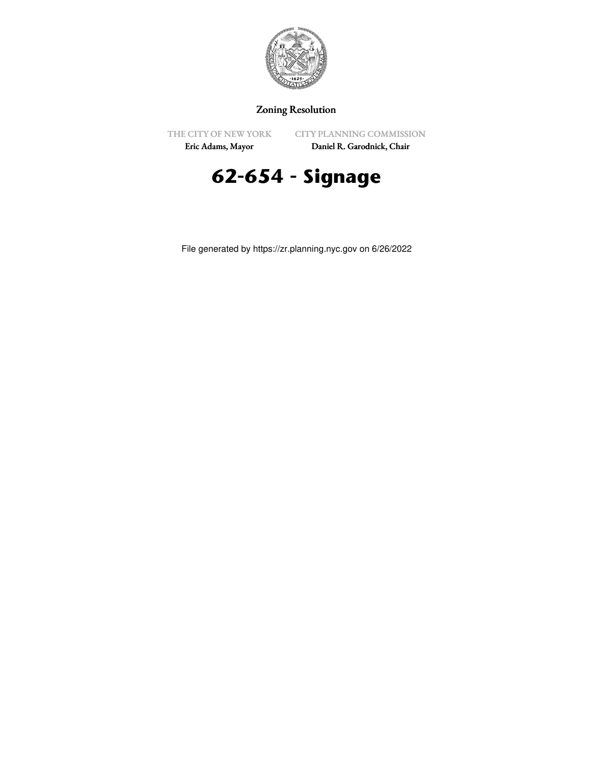Zoning Resolution

THE CITY OF NEW YORK
Eric Adams, Mayor

CITY PLANNING COMMISSION
Daniel R. Garodnick, Chair

# 62-654 - Signage

File generated by https://zr.planning.nyc.gov on 6/26/2022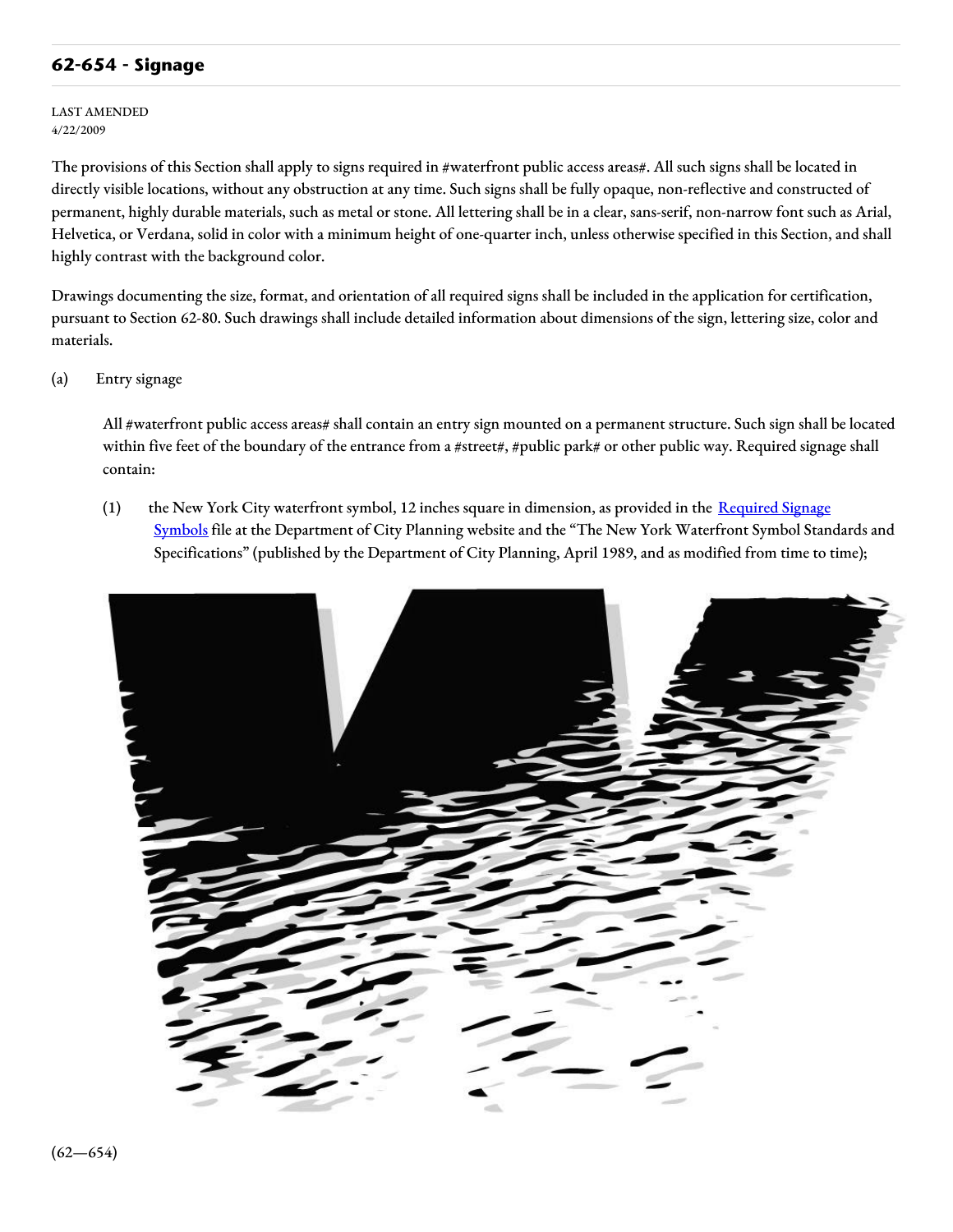## 62-654 - Signage

LAST AMENDED
4/22/2009

The provisions of this Section shall apply to signs required in #waterfront public access areas#. All such signs shall be located in directly visible locations, without any obstruction at any time. Such signs shall be fully opaque, non-reflective and constructed of permanent, highly durable materials, such as metal or stone. All lettering shall be in a clear, sans-serif, non-narrow font such as Arial, Helvetica, or Verdana, solid in color with a minimum height of one-quarter inch, unless otherwise specified in this Section, and shall highly contrast with the background color.

Drawings documenting the size, format, and orientation of all required signs shall be included in the application for certification, pursuant to Section 62-80. Such drawings shall include detailed information about dimensions of the sign, lettering size, color and materials.

(a) Entry signage

All #waterfront public access areas# shall contain an entry sign mounted on a permanent structure. Such sign shall be located within five feet of the boundary of the entrance from a #street#, #public park# or other public way. Required signage shall contain:

(1) the New York City waterfront symbol, 12 inches square in dimension, as provided in the Required Signage Symbols file at the Department of City Planning website and the "The New York Waterfront Symbol Standards and Specifications" (published by the Department of City Planning, April 1989, and as modified from time to time);

(62—654)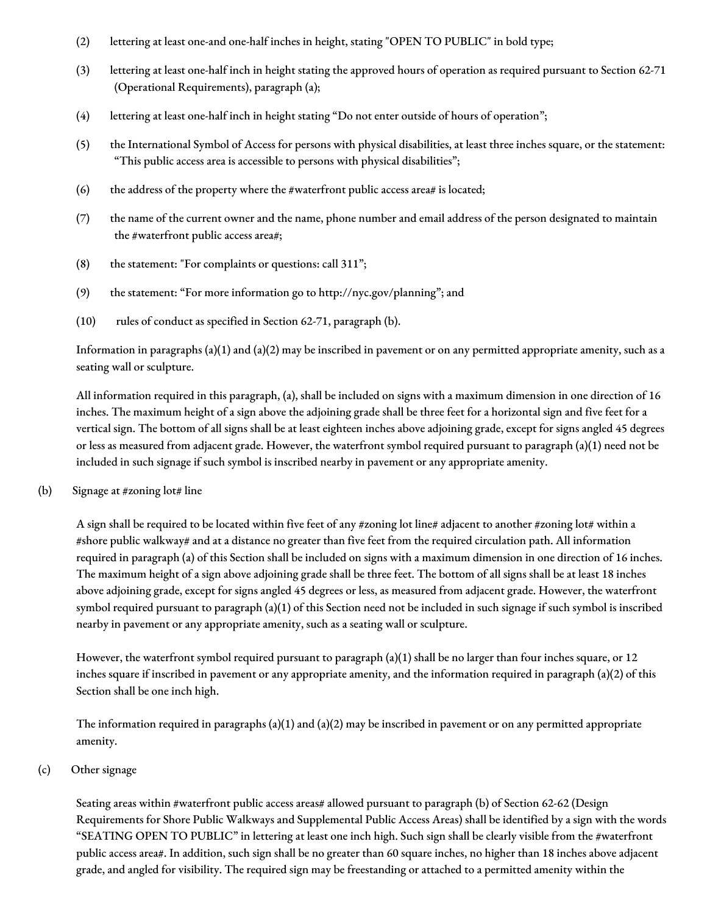(2) lettering at least one-and one-half inches in height, stating "OPEN TO PUBLIC" in bold type;

(3) lettering at least one-half inch in height stating the approved hours of operation as required pursuant to Section 62-71 (Operational Requirements), paragraph (a);

(4) lettering at least one-half inch in height stating "Do not enter outside of hours of operation";

(5) the International Symbol of Access for persons with physical disabilities, at least three inches square, or the statement: "This public access area is accessible to persons with physical disabilities";

(6) the address of the property where the #waterfront public access area# is located;

(7) the name of the current owner and the name, phone number and email address of the person designated to maintain the #waterfront public access area#;

(8) the statement: "For complaints or questions: call 311";

(9) the statement: "For more information go to http://nyc.gov/planning"; and

(10) rules of conduct as specified in Section 62-71, paragraph (b).

Information in paragraphs (a)(1) and (a)(2) may be inscribed in pavement or on any permitted appropriate amenity, such as a seating wall or sculpture.

All information required in this paragraph, (a), shall be included on signs with a maximum dimension in one direction of 16 inches. The maximum height of a sign above the adjoining grade shall be three feet for a horizontal sign and five feet for a vertical sign. The bottom of all signs shall be at least eighteen inches above adjoining grade, except for signs angled 45 degrees or less as measured from adjacent grade. However, the waterfront symbol required pursuant to paragraph (a)(1) need not be included in such signage if such symbol is inscribed nearby in pavement or any appropriate amenity.

(b) Signage at #zoning lot# line

A sign shall be required to be located within five feet of any #zoning lot line# adjacent to another #zoning lot# within a #shore public walkway# and at a distance no greater than five feet from the required circulation path. All information required in paragraph (a) of this Section shall be included on signs with a maximum dimension in one direction of 16 inches. The maximum height of a sign above adjoining grade shall be three feet. The bottom of all signs shall be at least 18 inches above adjoining grade, except for signs angled 45 degrees or less, as measured from adjacent grade. However, the waterfront symbol required pursuant to paragraph (a)(1) of this Section need not be included in such signage if such symbol is inscribed nearby in pavement or any appropriate amenity, such as a seating wall or sculpture.

However, the waterfront symbol required pursuant to paragraph (a)(1) shall be no larger than four inches square, or 12 inches square if inscribed in pavement or any appropriate amenity, and the information required in paragraph (a)(2) of this Section shall be one inch high.

The information required in paragraphs (a)(1) and (a)(2) may be inscribed in pavement or on any permitted appropriate amenity.

(c) Other signage

Seating areas within #waterfront public access areas# allowed pursuant to paragraph (b) of Section 62-62 (Design Requirements for Shore Public Walkways and Supplemental Public Access Areas) shall be identified by a sign with the words "SEATING OPEN TO PUBLIC" in lettering at least one inch high. Such sign shall be clearly visible from the #waterfront public access area#. In addition, such sign shall be no greater than 60 square inches, no higher than 18 inches above adjacent grade, and angled for visibility. The required sign may be freestanding or attached to a permitted amenity within the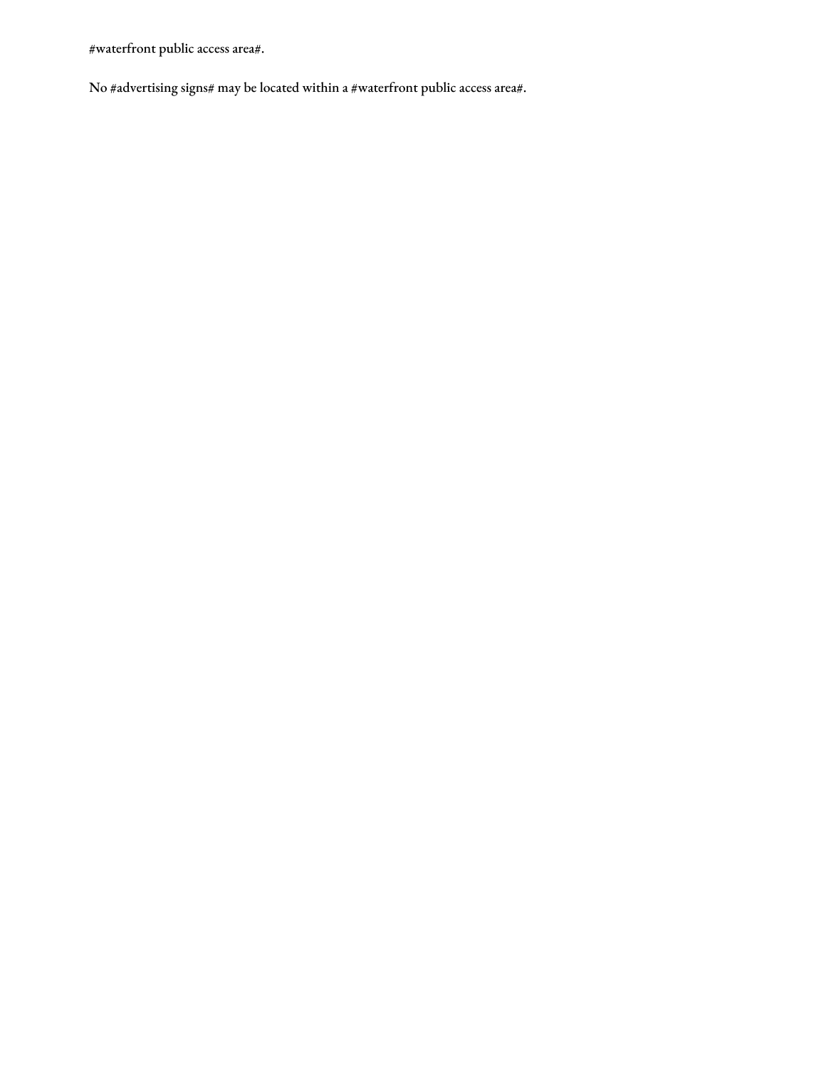#waterfront public access area#.

No #advertising signs# may be located within a #waterfront public access area#.